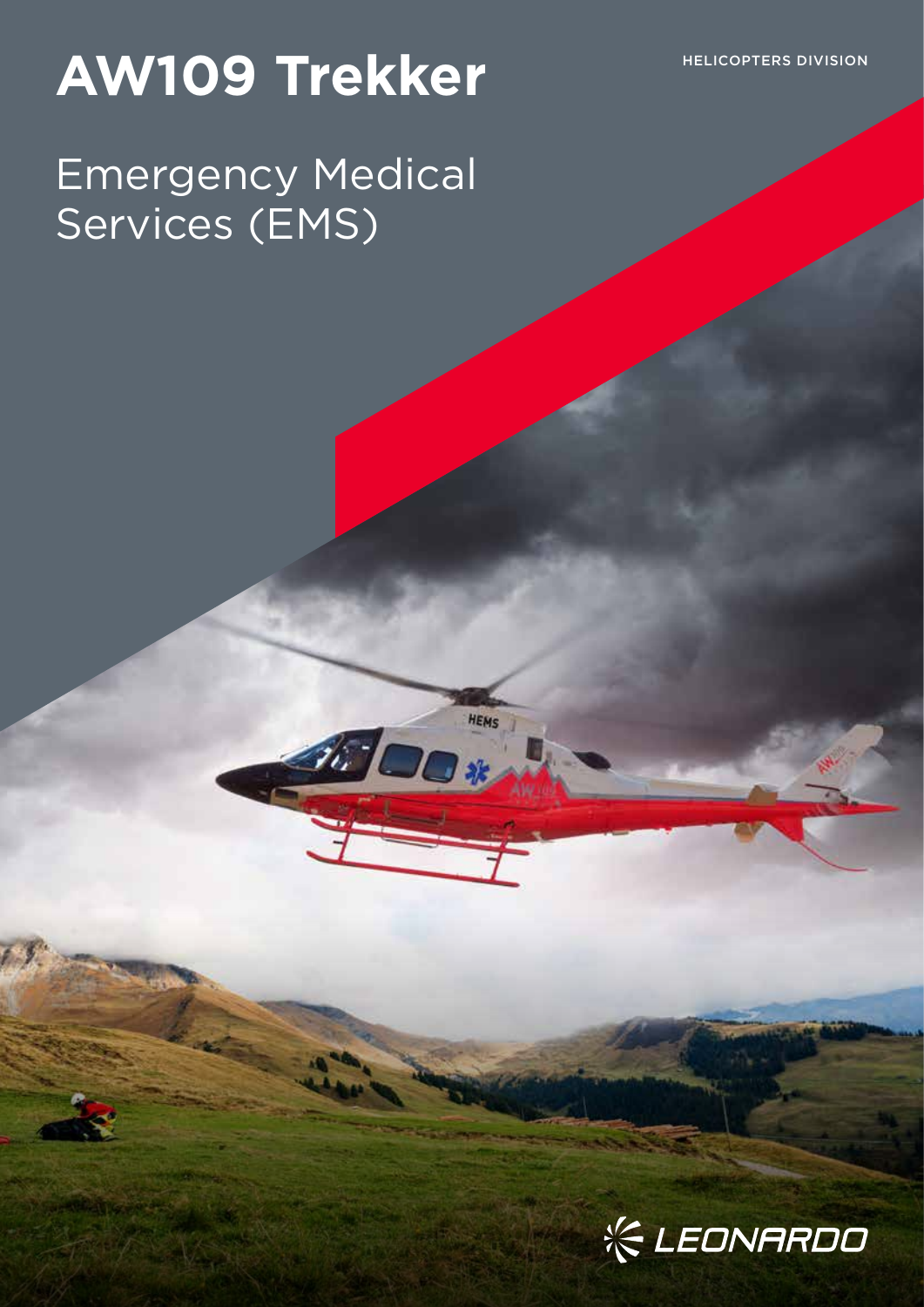# AW109 Trekker

HELICOPTERS DIVISION

## Emergency Medical Services (EMS)

LEONARDO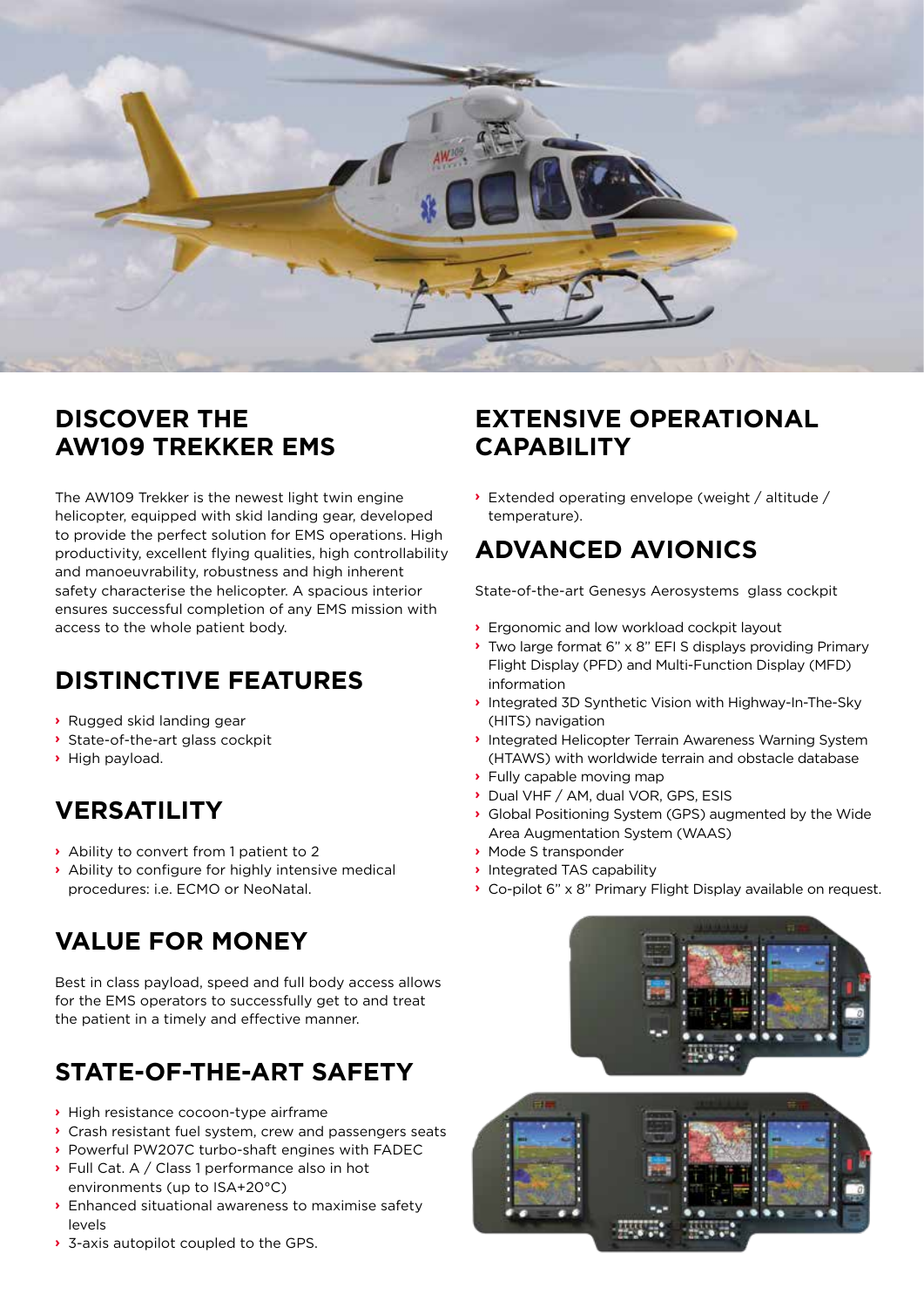## DISCOVER THE AW109 TREKKER EMS

The AW109 Trekker is the newest light twin engine helicopter, equipped with skid landing gear, developed to provide the perfect solution for EMS operations. High productivity, excellent flying qualities, high controllability and manoeuvrability, robustness and high inherent safety characterise the helicopter. A spacious interior ensures successful completion of any EMS mission with access to the whole patient body.

## DISTINCTIVE FEATURES

- Rugged skid landing gear
- State-of-the-art glass cockpit
- High payload.

## VERSATILITY

- Ability to convert from 1 patient to 2
- Ability to configure for highly intensive medical procedures: i.e. ECMO or NeoNatal.

## VALUE FOR MONEY

Best in class payload, speed and full body access allows for the EMS operators to successfully get to and treat the patient in a timely and effective manner.

## STATE-OF-THE-ART SAFETY

- High resistance cocoon-type airframe
- Crash resistant fuel system, crew and passengers seats
- Powerful PW207C turbo-shaft engines with FADEC
- Full Cat. A / Class 1 performance also in hot environments (up to ISA+20°C)
- Enhanced situational awareness to maximise safety levels
- 3-axis autopilot coupled to the GPS.

## EXTENSIVE OPERATIONAL CAPABILITY

- Extended operating envelope (weight / altitude / temperature).

## ADVANCED AVIONICS

State-of-the-art Genesys Aerosystems glass cockpit

- Ergonomic and low workload cockpit layout
- Two large format 6" x 8" EFI S displays providing Primary Flight Display (PFD) and Multi-Function Display (MFD) information
- Integrated 3D Synthetic Vision with Highway-In-The-Sky (HITS) navigation
- Integrated Helicopter Terrain Awareness Warning System (HTAWS) with worldwide terrain and obstacle database
- Fully capable moving map
- Dual VHF / AM, dual VOR, GPS, ESIS
- Global Positioning System (GPS) augmented by the Wide Area Augmentation System (WAAS)
- Mode S transponder
- Integrated TAS capability
- Co-pilot 6" x 8" Primary Flight Display available on request.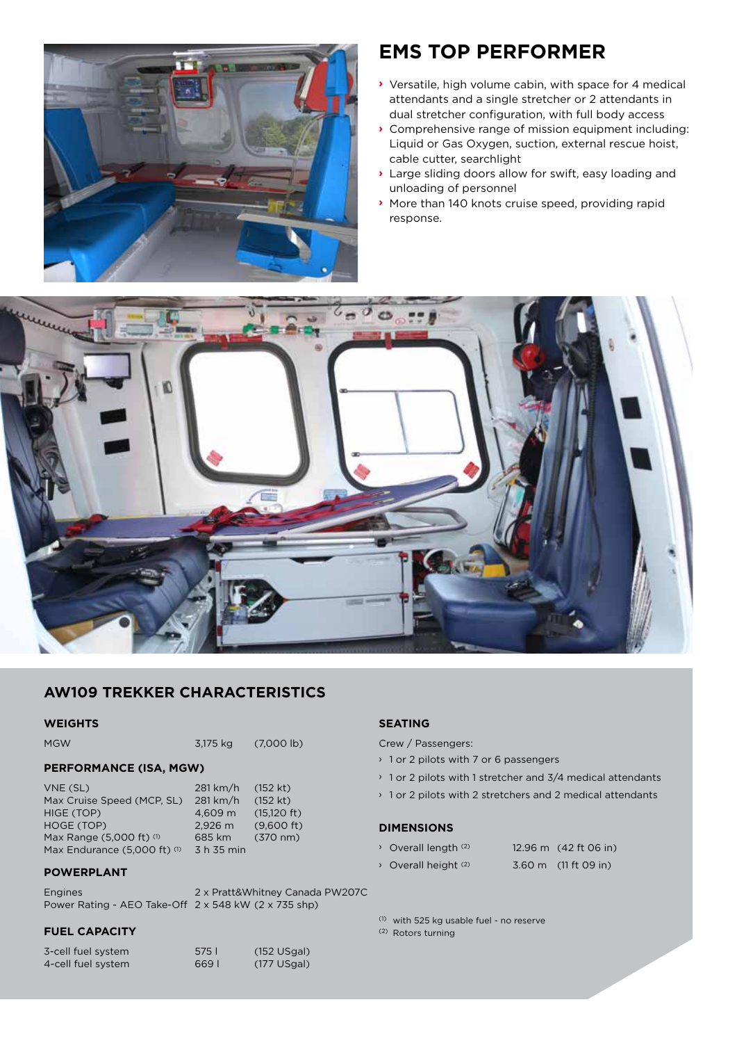## EMS TOP PERFORMER

- Versatile, high volume cabin, with space for 4 medical attendants and a single stretcher or 2 attendants in dual stretcher configuration, with full body access
- Comprehensive range of mission equipment including: Liquid or Gas Oxygen, suction, external rescue hoist, cable cutter, searchlight
- Large sliding doors allow for swift, easy loading and unloading of personnel
- More than 140 knots cruise speed, providing rapid response.

## AW109 TREKKER CHARACTERISTICS

### WEIGHTS

| | | |
|---|---|---|
| MGW | 3,175 kg | (7,000 lb) |

### PERFORMANCE (ISA, MGW)

| | | |
|---|---|---|
| VNE (SL) | 281 km/h | (152 kt) |
| Max Cruise Speed (MCP, SL) | 281 km/h | (152 kt) |
| HIGE (TOP) | 4,609 m | (15,120 ft) |
| HOGE (TOP) | 2,926 m | (9,600 ft) |
| Max Range (5,000 ft) [1] | 685 km | (370 nm) |
| Max Endurance (5,000 ft) [1] | 3 h 35 min | |

### POWERPLANT

| | |
|---|---|
| Engines | 2 x Pratt&Whitney Canada PW207C |
| Power Rating - AEO Take-Off | 2 x 548 kW (2 x 735 shp) |

### FUEL CAPACITY

| | | |
|---|---|---|
| 3-cell fuel system | 575 l | (152 USgal) |
| 4-cell fuel system | 669 l | (177 USgal) |

### SEATING

Crew / Passengers:

- 1 or 2 pilots with 7 or 6 passengers
- 1 or 2 pilots with 1 stretcher and 3/4 medical attendants
- 1 or 2 pilots with 2 stretchers and 2 medical attendants

### DIMENSIONS

| | |
|---|---|
| Overall length [2] | 12.96 m (42 ft 06 in) |
| Overall height [2] | 3.60 m (11 ft 09 in) |

[1] with 525 kg usable fuel - no reserve
[2] Rotors turning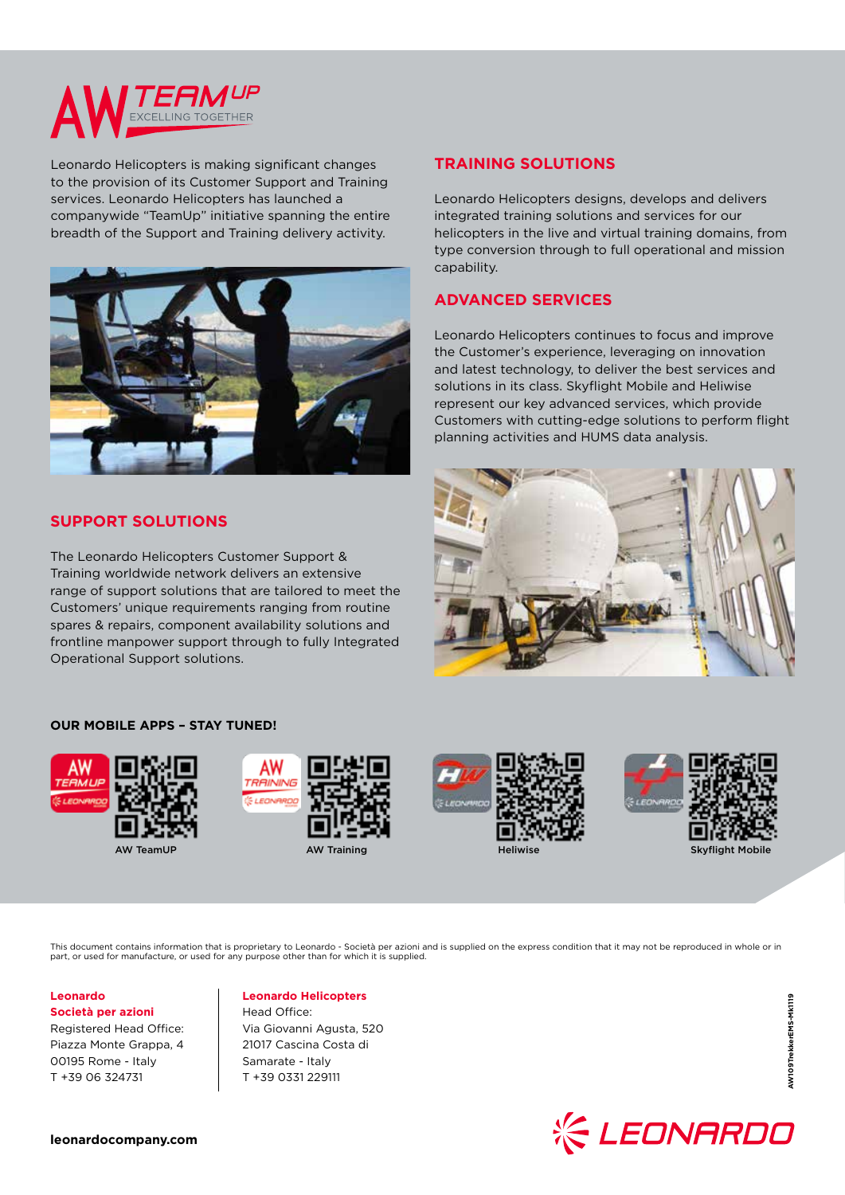AW TEAMUP
EXCELLING TOGETHER

Leonardo Helicopters is making significant changes to the provision of its Customer Support and Training services. Leonardo Helicopters has launched a companywide "TeamUp" initiative spanning the entire breadth of the Support and Training delivery activity.

## SUPPORT SOLUTIONS

The Leonardo Helicopters Customer Support & Training worldwide network delivers an extensive range of support solutions that are tailored to meet the Customers' unique requirements ranging from routine spares & repairs, component availability solutions and frontline manpower support through to fully Integrated Operational Support solutions.

## TRAINING SOLUTIONS

Leonardo Helicopters designs, develops and delivers integrated training solutions and services for our helicopters in the live and virtual training domains, from type conversion through to full operational and mission capability.

## ADVANCED SERVICES

Leonardo Helicopters continues to focus and improve the Customer's experience, leveraging on innovation and latest technology, to deliver the best services and solutions in its class. Skyflight Mobile and Heliwise represent our key advanced services, which provide Customers with cutting-edge solutions to perform flight planning activities and HUMS data analysis.

**OUR MOBILE APPS – STAY TUNED!**

AW TeamUP

AW Training

Heliwise

Skyflight Mobile

This document contains information that is proprietary to Leonardo - Società per azioni and is supplied on the express condition that it may not be reproduced in whole or in part, or used for manufacture, or used for any purpose other than for which it is supplied.

**Leonardo Società per azioni**
Registered Head Office:
Piazza Monte Grappa, 4
00195 Rome - Italy
T +39 06 324731

**Leonardo Helicopters**
Head Office:
Via Giovanni Agusta, 520
21017 Cascina Costa di Samarate - Italy
T +39 0331 229111

AW109TrekkerEMS-Mk1119

**leonardocompany.com**

LEONARDO